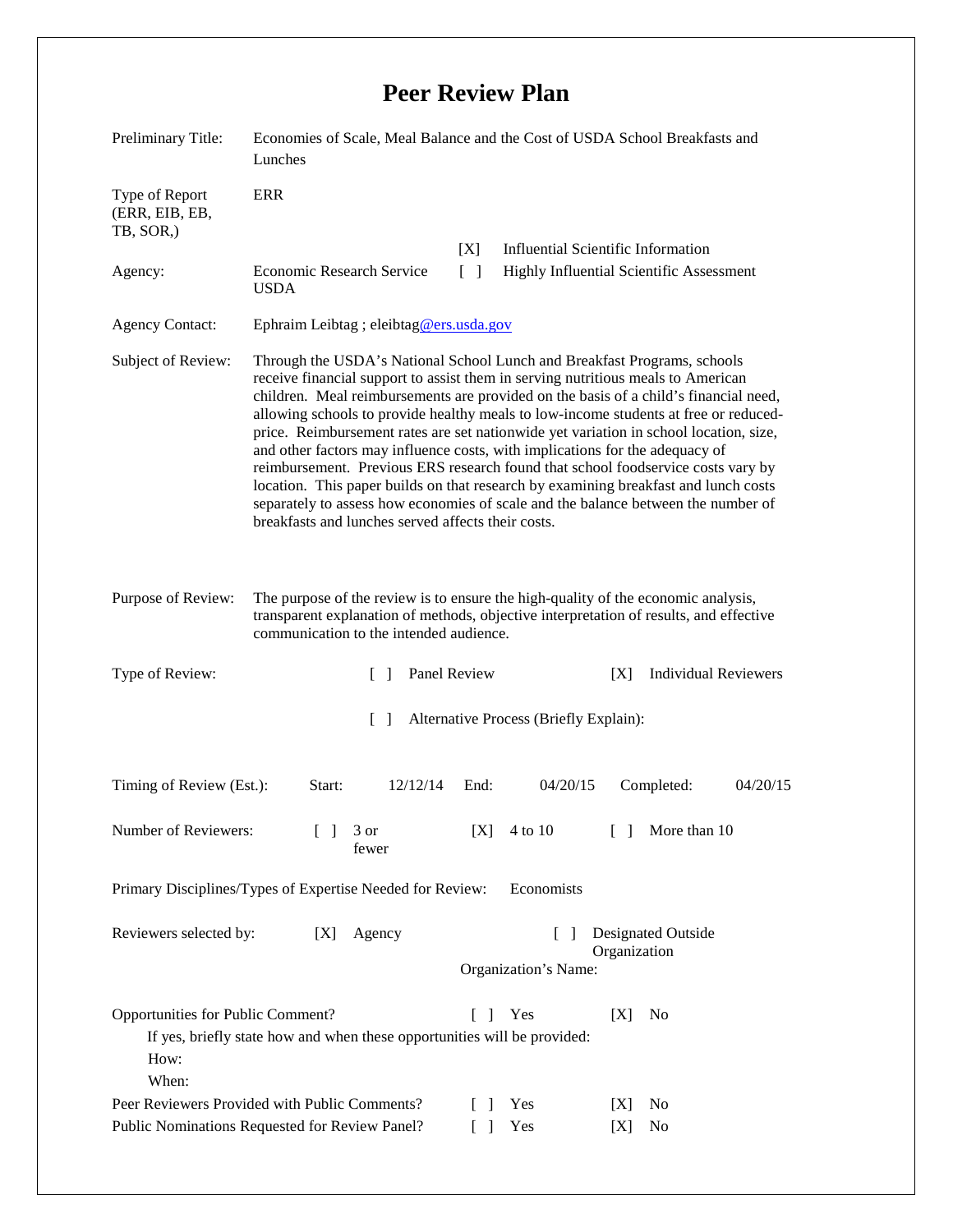# Peer Review Plan

| | |
|---|---|
| Preliminary Title: | Economies of Scale, Meal Balance and the Cost of USDA School Breakfasts and Lunches |
| Type of Report (ERR, EIB, EB, TB, SOR,) | ERR |
| Agency: | Economic Research Service USDA |
| | [X] Influential Scientific Information |
| | [ ] Highly Influential Scientific Assessment |
| Agency Contact: | Ephraim Leibtag ; eleibtag@ers.usda.gov |
| Subject of Review: | Through the USDA's National School Lunch and Breakfast Programs, schools receive financial support to assist them in serving nutritious meals to American children. Meal reimbursements are provided on the basis of a child's financial need, allowing schools to provide healthy meals to low-income students at free or reduced-price. Reimbursement rates are set nationwide yet variation in school location, size, and other factors may influence costs, with implications for the adequacy of reimbursement. Previous ERS research found that school foodservice costs vary by location. This paper builds on that research by examining breakfast and lunch costs separately to assess how economies of scale and the balance between the number of breakfasts and lunches served affects their costs. |
| Purpose of Review: | The purpose of the review is to ensure the high-quality of the economic analysis, transparent explanation of methods, objective interpretation of results, and effective communication to the intended audience. |

Type of Review: [ ] Panel Review [X] Individual Reviewers

[ ] Alternative Process (Briefly Explain):

Timing of Review (Est.): Start: 12/12/14 End: 04/20/15 Completed: 04/20/15

Number of Reviewers: [ ] 3 or fewer [X] 4 to 10 [ ] More than 10

Primary Disciplines/Types of Expertise Needed for Review: Economists

Reviewers selected by: [X] Agency [ ] Designated Outside Organization

Organization's Name:

Opportunities for Public Comment? [ ] Yes [X] No

If yes, briefly state how and when these opportunities will be provided:

How:

When:

Peer Reviewers Provided with Public Comments? [ ] Yes [X] No

Public Nominations Requested for Review Panel? [ ] Yes [X] No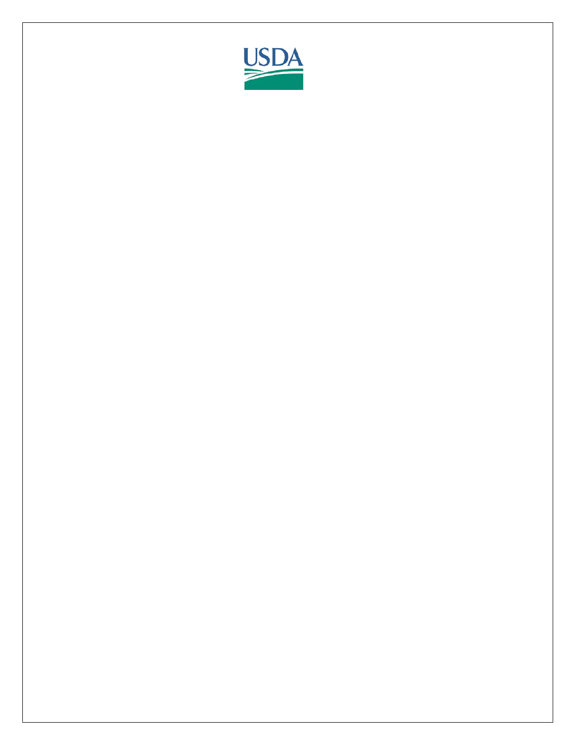USDA